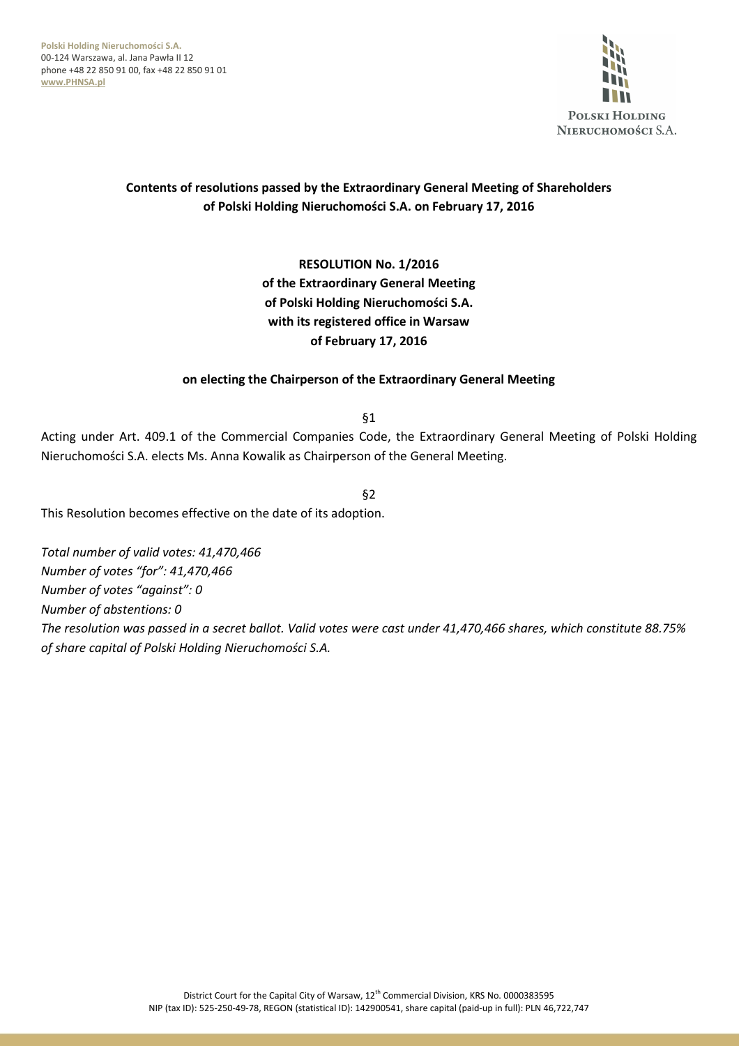**Polski Holding Nieruchomości S.A.**
00-124 Warszawa, al. Jana Pawła II 12
phone +48 22 850 91 00, fax +48 22 850 91 01
**www.PHNSA.pl**

## Contents of resolutions passed by the Extraordinary General Meeting of Shareholders of Polski Holding Nieruchomości S.A. on February 17, 2016

### RESOLUTION No. 1/2016
### of the Extraordinary General Meeting
### of Polski Holding Nieruchomości S.A.
### with its registered office in Warsaw
### of February 17, 2016

**on electing the Chairperson of the Extraordinary General Meeting**

§1

Acting under Art. 409.1 of the Commercial Companies Code, the Extraordinary General Meeting of Polski Holding Nieruchomości S.A. elects Ms. Anna Kowalik as Chairperson of the General Meeting.

§2

This Resolution becomes effective on the date of its adoption.

*Total number of valid votes: 41,470,466*
*Number of votes "for": 41,470,466*
*Number of votes "against": 0*
*Number of abstentions: 0*
*The resolution was passed in a secret ballot. Valid votes were cast under 41,470,466 shares, which constitute 88.75% of share capital of Polski Holding Nieruchomości S.A.*

District Court for the Capital City of Warsaw, 12th Commercial Division, KRS No. 0000383595
NIP (tax ID): 525-250-49-78, REGON (statistical ID): 142900541, share capital (paid-up in full): PLN 46,722,747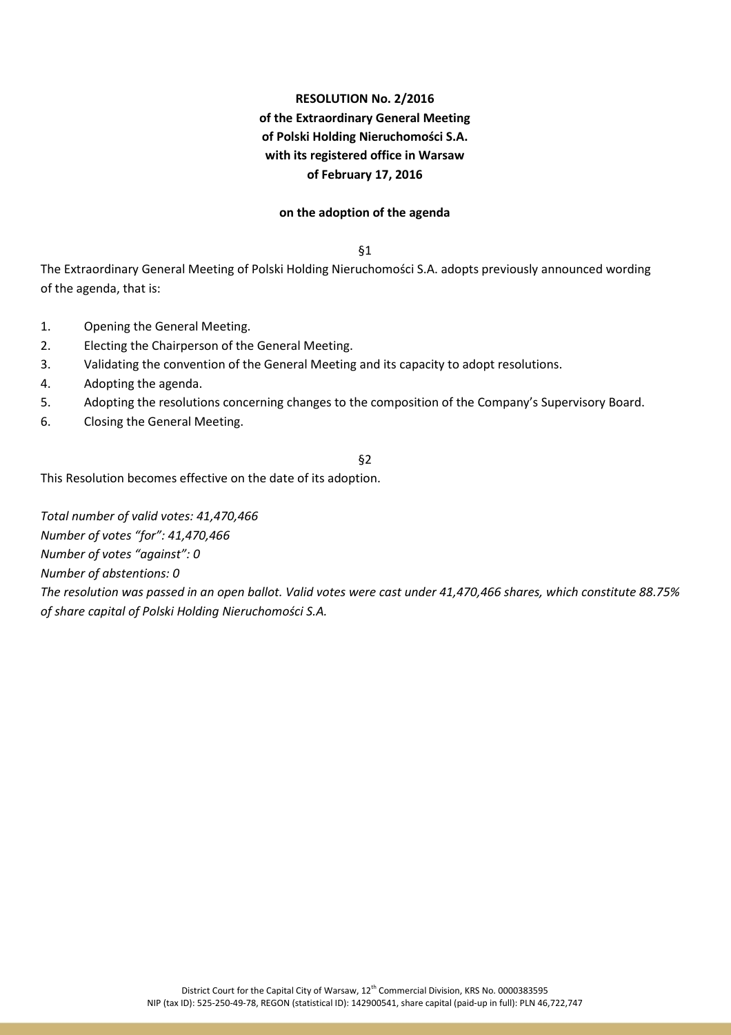**RESOLUTION No. 2/2016**
**of the Extraordinary General Meeting**
**of Polski Holding Nieruchomości S.A.**
**with its registered office in Warsaw**
**of February 17, 2016**

**on the adoption of the agenda**

§1

The Extraordinary General Meeting of Polski Holding Nieruchomości S.A. adopts previously announced wording of the agenda, that is:

1. Opening the General Meeting.
2. Electing the Chairperson of the General Meeting.
3. Validating the convention of the General Meeting and its capacity to adopt resolutions.
4. Adopting the agenda.
5. Adopting the resolutions concerning changes to the composition of the Company's Supervisory Board.
6. Closing the General Meeting.

§2

This Resolution becomes effective on the date of its adoption.

*Total number of valid votes: 41,470,466*
*Number of votes "for": 41,470,466*
*Number of votes "against": 0*
*Number of abstentions: 0*
*The resolution was passed in an open ballot. Valid votes were cast under 41,470,466 shares, which constitute 88.75% of share capital of Polski Holding Nieruchomości S.A.*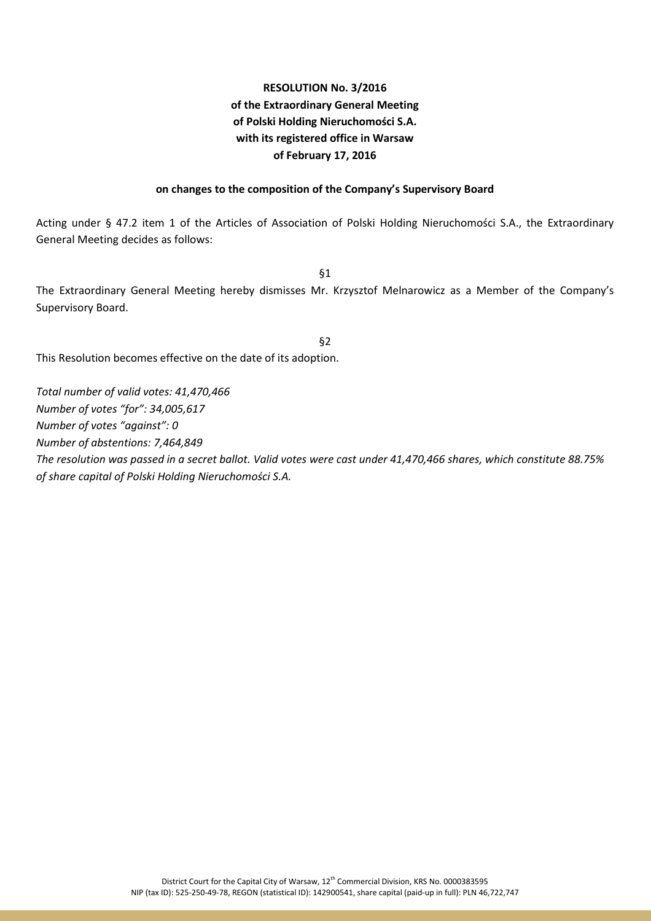**RESOLUTION No. 3/2016**
**of the Extraordinary General Meeting**
**of Polski Holding Nieruchomości S.A.**
**with its registered office in Warsaw**
**of February 17, 2016**

**on changes to the composition of the Company's Supervisory Board**

Acting under § 47.2 item 1 of the Articles of Association of Polski Holding Nieruchomości S.A., the Extraordinary General Meeting decides as follows:

§1

The Extraordinary General Meeting hereby dismisses Mr. Krzysztof Melnarowicz as a Member of the Company's Supervisory Board.

§2

This Resolution becomes effective on the date of its adoption.

*Total number of valid votes: 41,470,466*
*Number of votes "for": 34,005,617*
*Number of votes "against": 0*
*Number of abstentions: 7,464,849*
*The resolution was passed in a secret ballot. Valid votes were cast under 41,470,466 shares, which constitute 88.75% of share capital of Polski Holding Nieruchomości S.A.*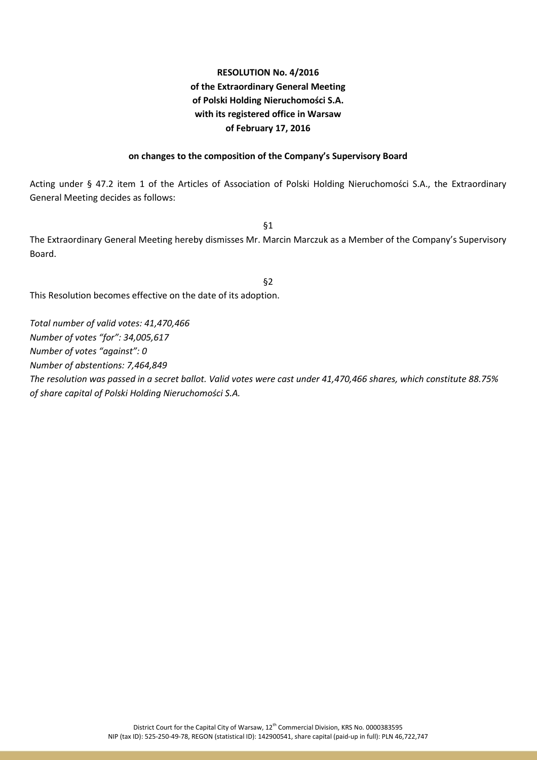**RESOLUTION No. 4/2016**
**of the Extraordinary General Meeting**
**of Polski Holding Nieruchomości S.A.**
**with its registered office in Warsaw**
**of February 17, 2016**

**on changes to the composition of the Company's Supervisory Board**

Acting under § 47.2 item 1 of the Articles of Association of Polski Holding Nieruchomości S.A., the Extraordinary General Meeting decides as follows:

§1

The Extraordinary General Meeting hereby dismisses Mr. Marcin Marczuk as a Member of the Company's Supervisory Board.

§2

This Resolution becomes effective on the date of its adoption.

*Total number of valid votes: 41,470,466*
*Number of votes "for": 34,005,617*
*Number of votes "against": 0*
*Number of abstentions: 7,464,849*
*The resolution was passed in a secret ballot. Valid votes were cast under 41,470,466 shares, which constitute 88.75% of share capital of Polski Holding Nieruchomości S.A.*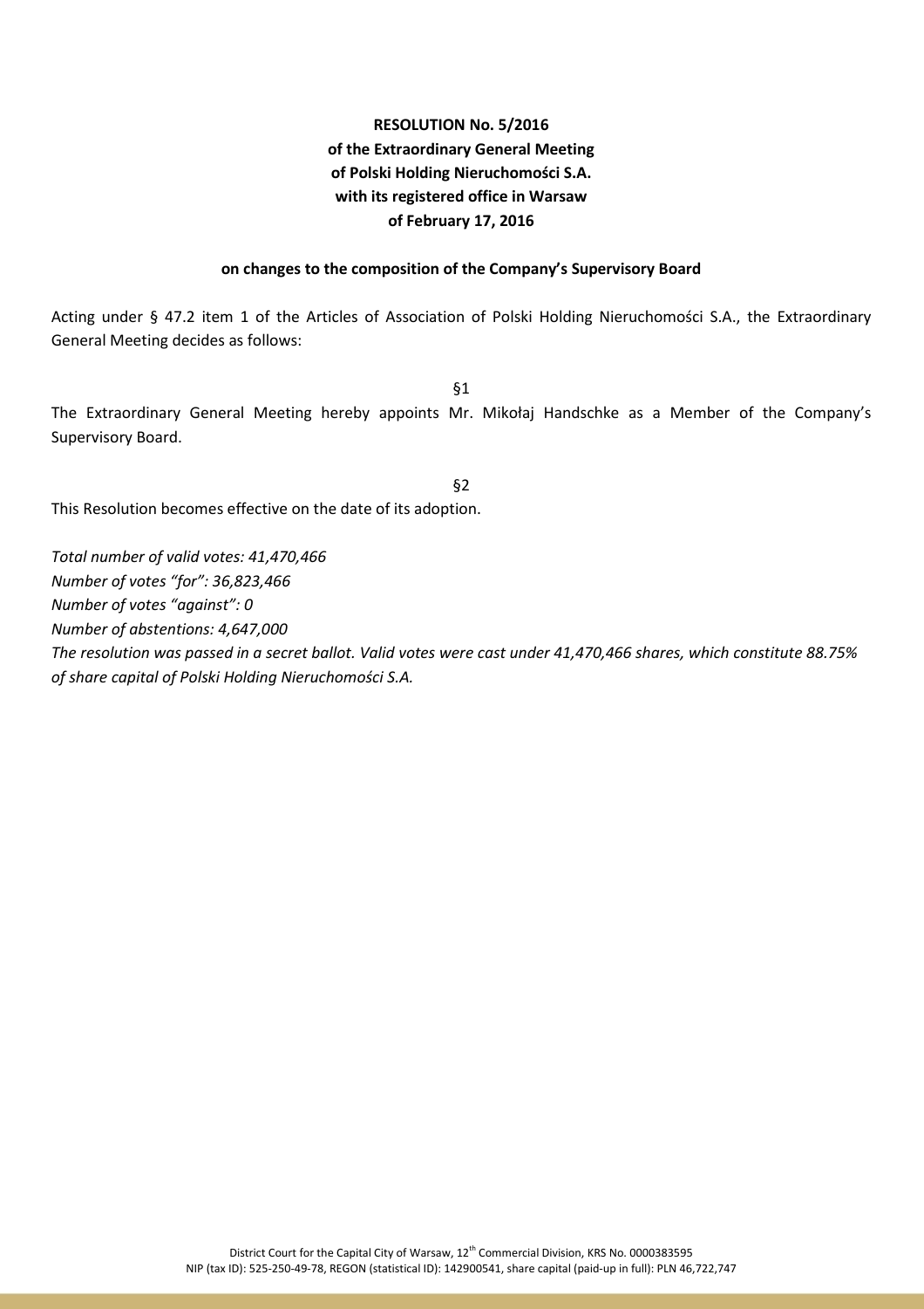**RESOLUTION No. 5/2016**
**of the Extraordinary General Meeting**
**of Polski Holding Nieruchomości S.A.**
**with its registered office in Warsaw**
**of February 17, 2016**

**on changes to the composition of the Company's Supervisory Board**

Acting under § 47.2 item 1 of the Articles of Association of Polski Holding Nieruchomości S.A., the Extraordinary General Meeting decides as follows:

§1

The Extraordinary General Meeting hereby appoints Mr. Mikołaj Handschke as a Member of the Company's Supervisory Board.

§2

This Resolution becomes effective on the date of its adoption.

*Total number of valid votes: 41,470,466*
*Number of votes "for": 36,823,466*
*Number of votes "against": 0*
*Number of abstentions: 4,647,000*
*The resolution was passed in a secret ballot. Valid votes were cast under 41,470,466 shares, which constitute 88.75% of share capital of Polski Holding Nieruchomości S.A.*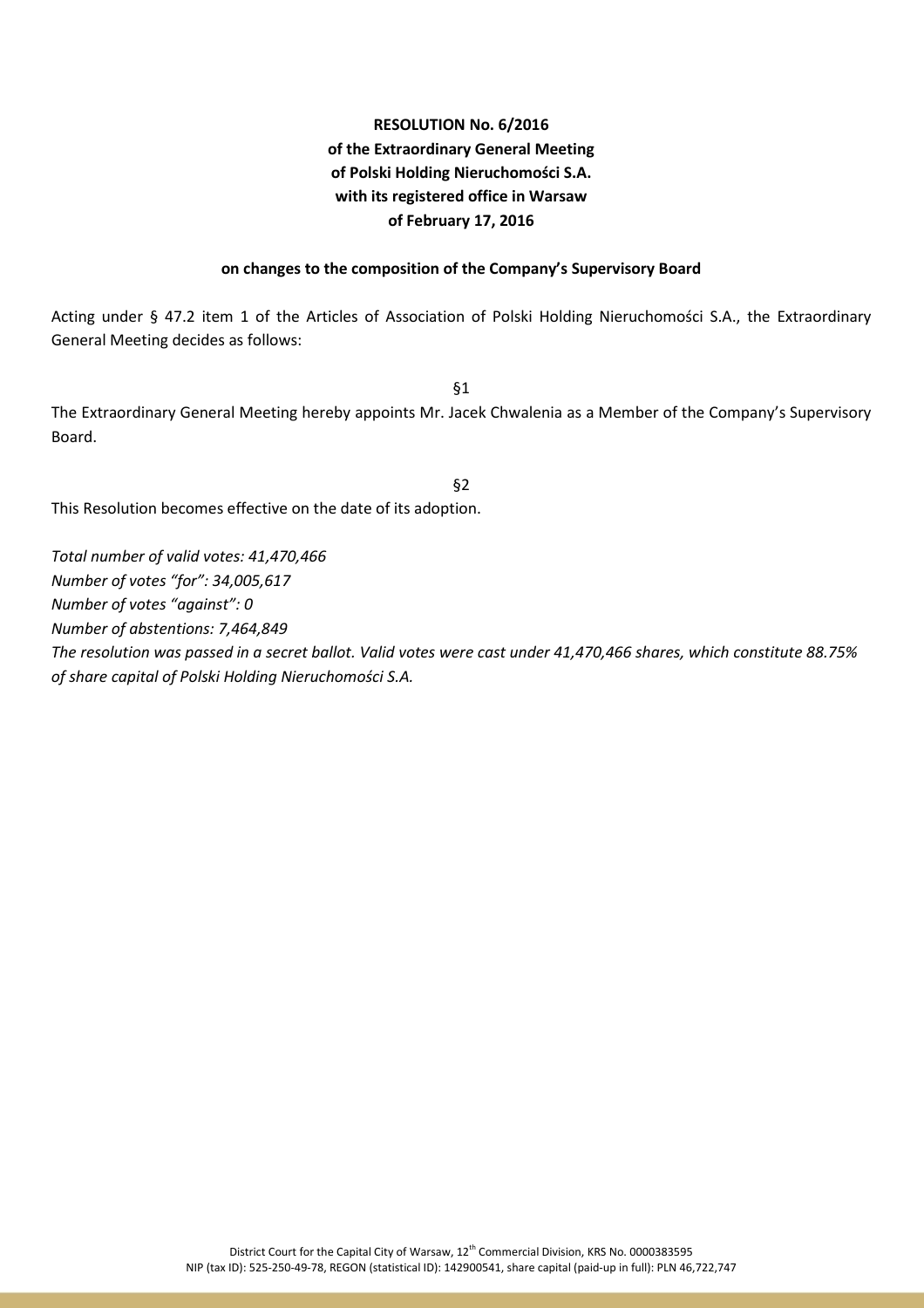**RESOLUTION No. 6/2016**
**of the Extraordinary General Meeting**
**of Polski Holding Nieruchomości S.A.**
**with its registered office in Warsaw**
**of February 17, 2016**

**on changes to the composition of the Company's Supervisory Board**

Acting under § 47.2 item 1 of the Articles of Association of Polski Holding Nieruchomości S.A., the Extraordinary General Meeting decides as follows:

§1

The Extraordinary General Meeting hereby appoints Mr. Jacek Chwalenia as a Member of the Company's Supervisory Board.

§2

This Resolution becomes effective on the date of its adoption.

*Total number of valid votes: 41,470,466*
*Number of votes "for": 34,005,617*
*Number of votes "against": 0*
*Number of abstentions: 7,464,849*
*The resolution was passed in a secret ballot. Valid votes were cast under 41,470,466 shares, which constitute 88.75% of share capital of Polski Holding Nieruchomości S.A.*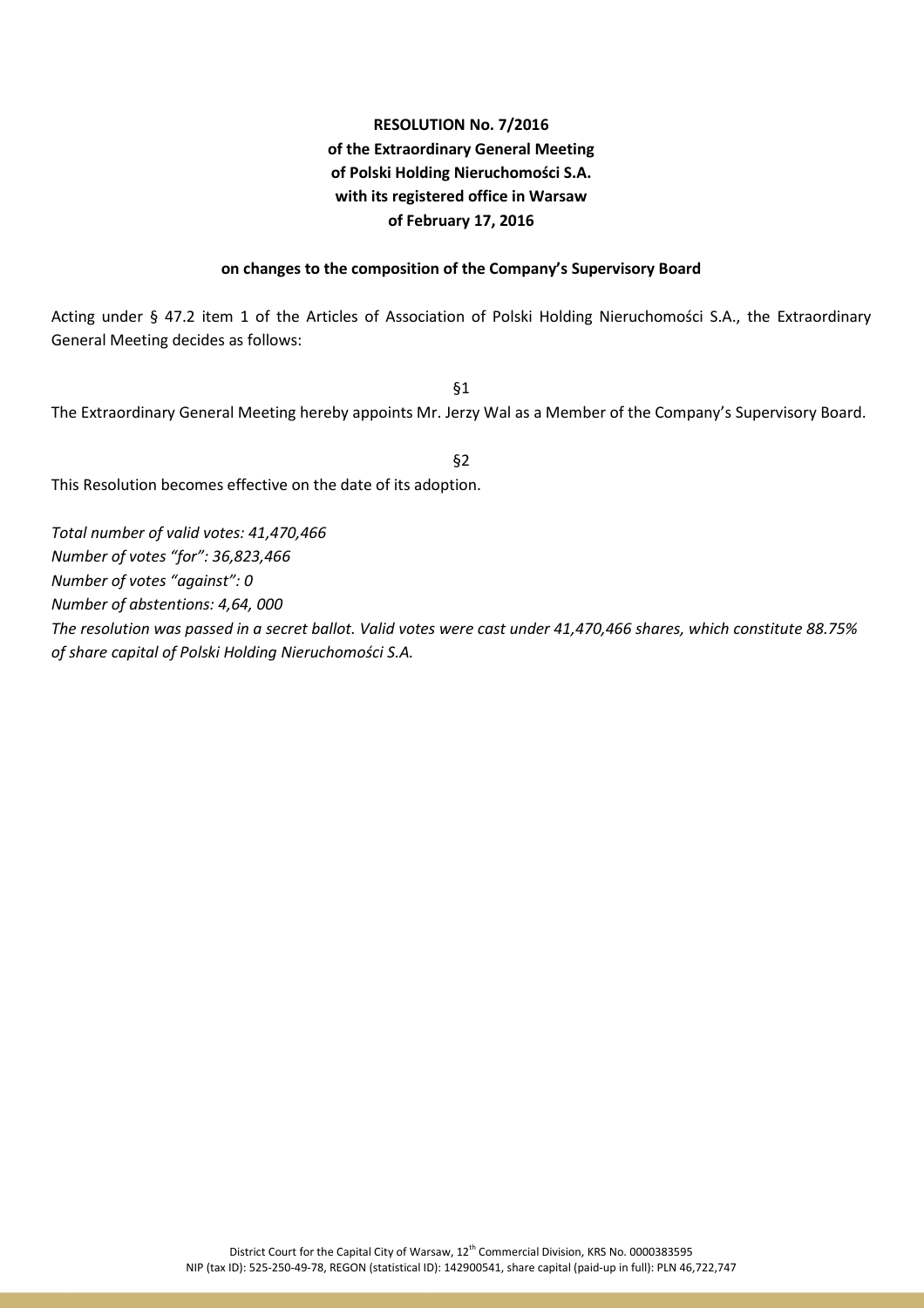**RESOLUTION No. 7/2016**
**of the Extraordinary General Meeting**
**of Polski Holding Nieruchomości S.A.**
**with its registered office in Warsaw**
**of February 17, 2016**

**on changes to the composition of the Company's Supervisory Board**

Acting under § 47.2 item 1 of the Articles of Association of Polski Holding Nieruchomości S.A., the Extraordinary General Meeting decides as follows:

§1

The Extraordinary General Meeting hereby appoints Mr. Jerzy Wal as a Member of the Company's Supervisory Board.

§2

This Resolution becomes effective on the date of its adoption.

*Total number of valid votes: 41,470,466*
*Number of votes "for": 36,823,466*
*Number of votes "against": 0*
*Number of abstentions: 4,64, 000*
*The resolution was passed in a secret ballot. Valid votes were cast under 41,470,466 shares, which constitute 88.75% of share capital of Polski Holding Nieruchomości S.A.*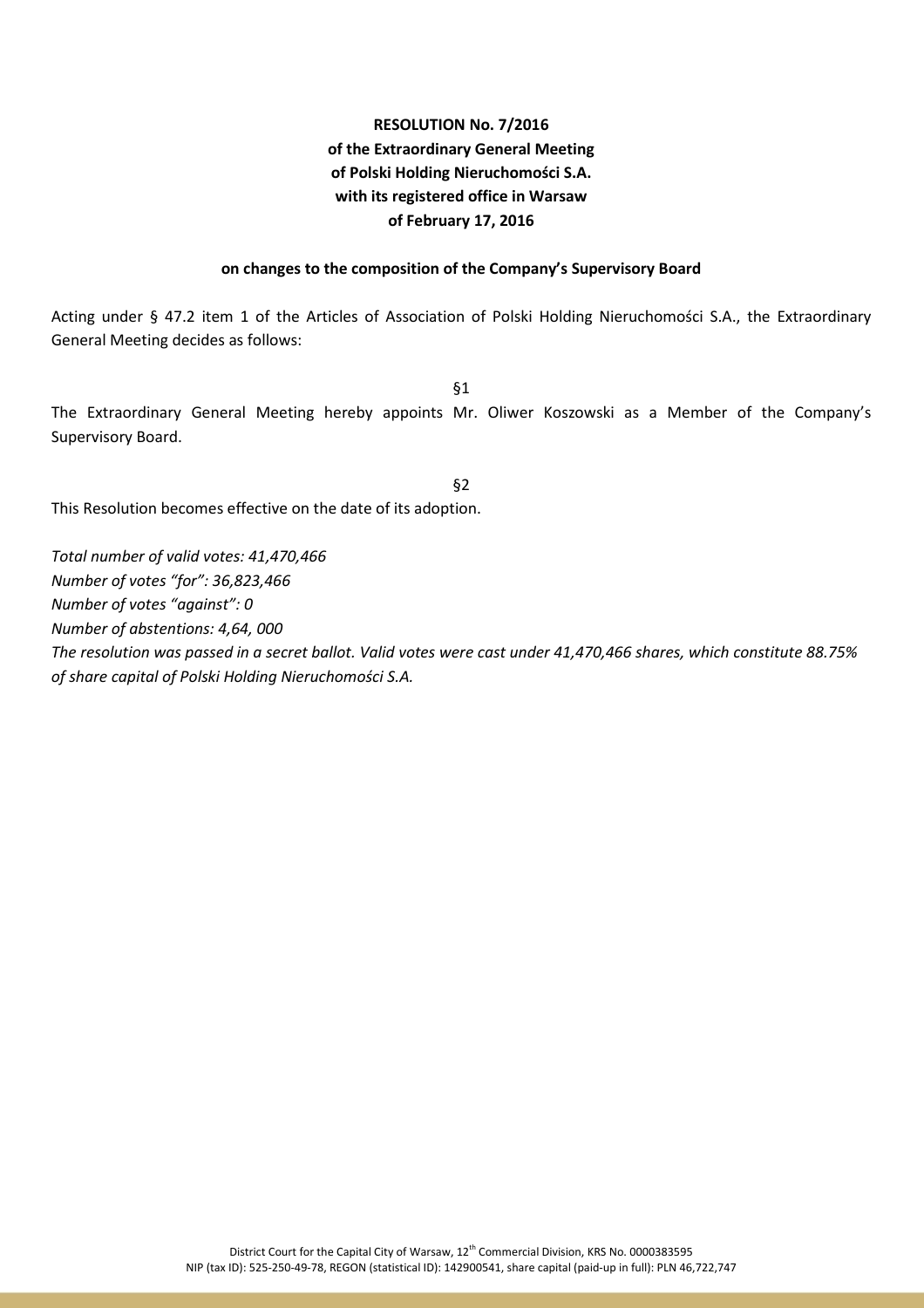**RESOLUTION No. 7/2016**
**of the Extraordinary General Meeting**
**of Polski Holding Nieruchomości S.A.**
**with its registered office in Warsaw**
**of February 17, 2016**

**on changes to the composition of the Company's Supervisory Board**

Acting under § 47.2 item 1 of the Articles of Association of Polski Holding Nieruchomości S.A., the Extraordinary General Meeting decides as follows:

§1

The Extraordinary General Meeting hereby appoints Mr. Oliwer Koszowski as a Member of the Company's Supervisory Board.

§2

This Resolution becomes effective on the date of its adoption.

*Total number of valid votes: 41,470,466*
*Number of votes "for": 36,823,466*
*Number of votes "against": 0*
*Number of abstentions: 4,64, 000*
*The resolution was passed in a secret ballot. Valid votes were cast under 41,470,466 shares, which constitute 88.75% of share capital of Polski Holding Nieruchomości S.A.*